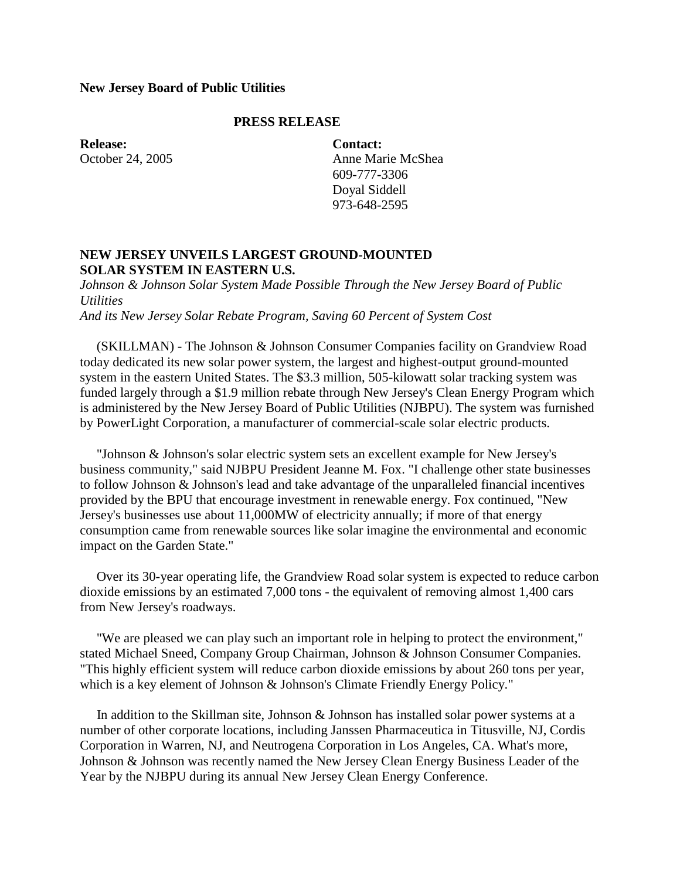**New Jersey Board of Public Utilities**

**PRESS RELEASE**

**Release:**
October 24, 2005

**Contact:**
Anne Marie McShea
609-777-3306
Doyal Siddell
973-648-2595

## NEW JERSEY UNVEILS LARGEST GROUND-MOUNTED SOLAR SYSTEM IN EASTERN U.S.

*Johnson & Johnson Solar System Made Possible Through the New Jersey Board of Public Utilities*
*And its New Jersey Solar Rebate Program, Saving 60 Percent of System Cost*

(SKILLMAN) - The Johnson & Johnson Consumer Companies facility on Grandview Road today dedicated its new solar power system, the largest and highest-output ground-mounted system in the eastern United States. The $3.3 million, 505-kilowatt solar tracking system was funded largely through a $1.9 million rebate through New Jersey's Clean Energy Program which is administered by the New Jersey Board of Public Utilities (NJBPU). The system was furnished by PowerLight Corporation, a manufacturer of commercial-scale solar electric products.

"Johnson & Johnson's solar electric system sets an excellent example for New Jersey's business community," said NJBPU President Jeanne M. Fox. "I challenge other state businesses to follow Johnson & Johnson's lead and take advantage of the unparalleled financial incentives provided by the BPU that encourage investment in renewable energy. Fox continued, "New Jersey's businesses use about 11,000MW of electricity annually; if more of that energy consumption came from renewable sources like solar imagine the environmental and economic impact on the Garden State."

Over its 30-year operating life, the Grandview Road solar system is expected to reduce carbon dioxide emissions by an estimated 7,000 tons - the equivalent removing almost 1,400 cars from New Jersey's roadways.

"We are pleased we can play such an important role in helping to protect the environment," stated Michael Sneed, Company Group Chairman, Johnson & Johnson Consumer Companies. "This highly efficient system will reduce carbon dioxide emissions by about 260 tons per year, which is a key element of Johnson & Johnson's Climate Friendly Energy Policy."

In addition to the Skillman site, Johnson & Johnson has installed solar power systems at a number of other corporate locations, including Janssen Pharmaceutica in Titusville, NJ, Cordis Corporation in Warren, NJ, and Neutrogena Corporation in Los Angeles, CA. What's more, Johnson & Johnson was recently named the New Jersey Clean Energy Business Leader of the Year by the NJBPU during its annual New Jersey Clean Energy Conference.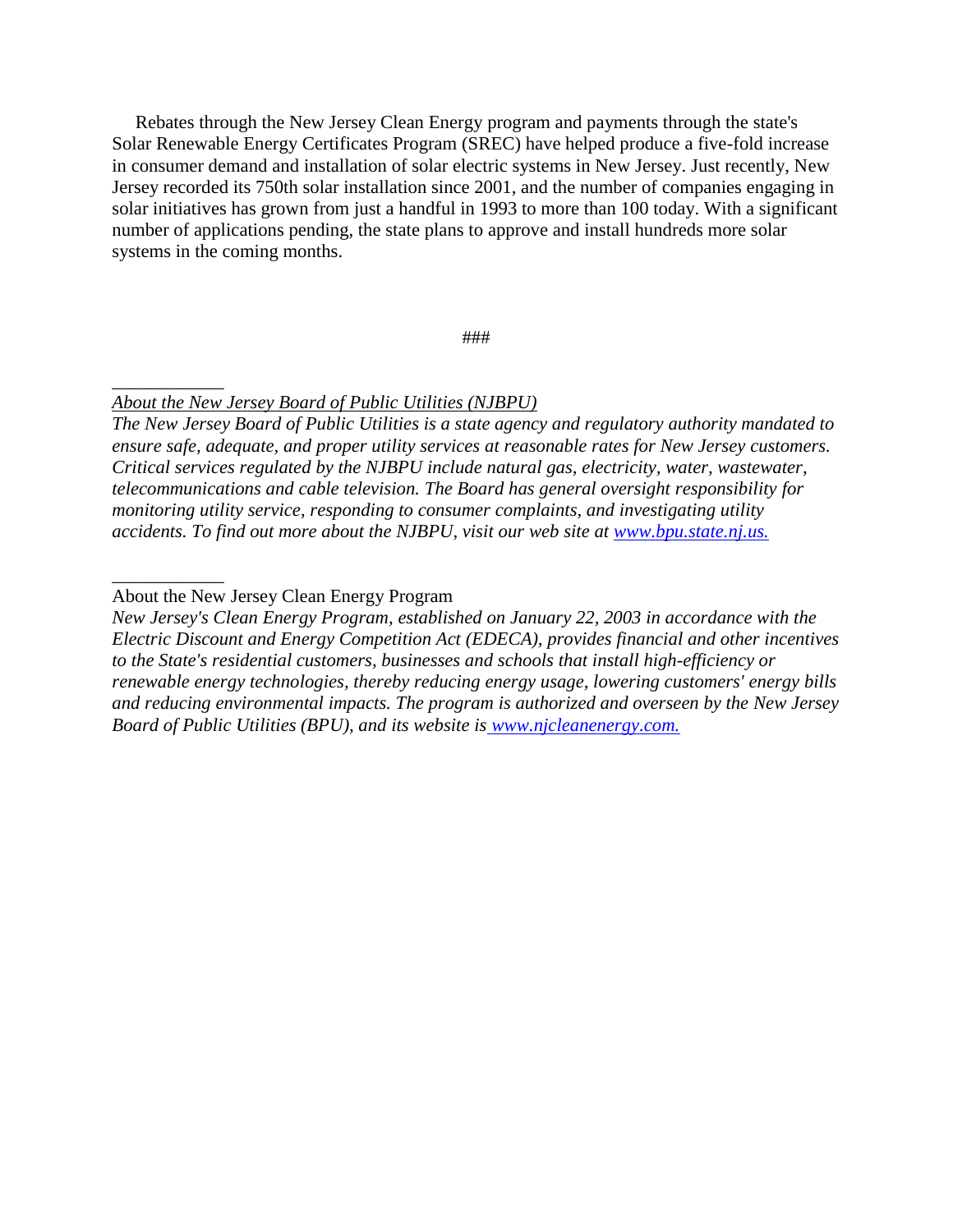Rebates through the New Jersey Clean Energy program and payments through the state's Solar Renewable Energy Certificates Program (SREC) have helped produce a five-fold increase in consumer demand and installation of solar electric systems in New Jersey. Just recently, New Jersey recorded its 750th solar installation since 2001, and the number of companies engaging in solar initiatives has grown from just a handful in 1993 to more than 100 today. With a significant number of applications pending, the state plans to approve and install hundreds more solar systems in the coming months.

###

___________

*About the New Jersey Board of Public Utilities (NJBPU)*

*The New Jersey Board of Public Utilities is a state agency and regulatory authority mandated to ensure safe, adequate, and proper utility services at reasonable rates for New Jersey customers. Critical services regulated by the NJBPU include natural gas, electricity, water, wastewater, telecommunications and cable television. The Board has general oversight responsibility for monitoring utility service, responding to consumer complaints, and investigating utility accidents. To find out more about the NJBPU, visit our web site at www.bpu.state.nj.us.*

___________

About the New Jersey Clean Energy Program

*New Jersey's Clean Energy Program, established on January 22, 2003 in accordance with the Electric Discount and Energy Competition Act (EDECA), provides financial and other incentives to the State's residential customers, businesses and schools that install high-efficiency or renewable energy technologies, thereby reducing energy usage, lowering customers' energy bills and reducing environmental impacts. The program is authorized and overseen by the New Jersey Board of Public Utilities (BPU), and its website is www.njcleanenergy.com.*